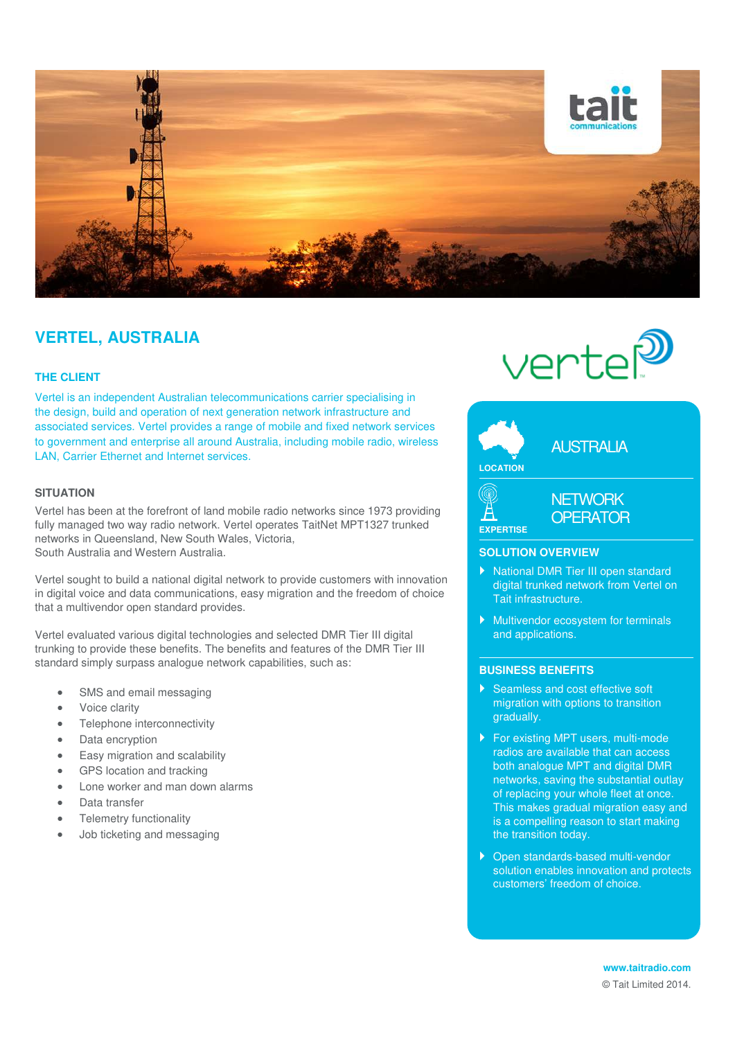# VERTEL, AUSTRALIA

## THE CLIENT

Vertel is an independent Australian telecommunications carrier specialising in the design, build and operation of next generation network infrastructure and associated services. Vertel provides a range of mobile and fixed network services to government and enterprise all around Australia, including mobile radio, wireless LAN, Carrier Ethernet and Internet services.

## SITUATION

Vertel has been at the forefront of land mobile radio networks since 1973 providing fully managed two way radio network. Vertel operates TaitNet MPT1327 trunked networks in Queensland, New South Wales, Victoria,
South Australia and Western Australia.

Vertel sought to build a national digital network to provide customers with innovation in digital voice and data communications, easy migration and the freedom of choice that a multivendor open standard provides.

Vertel evaluated various digital technologies and selected DMR Tier III digital trunking to provide these benefits. The benefits and features of the DMR Tier III standard simply surpass analogue network capabilities, such as:

- SMS and email messaging
- Voice clarity
- Telephone interconnectivity
- Data encryption
- Easy migration and scalability
- GPS location and tracking
- Lone worker and man down alarms
- Data transfer
- Telemetry functionality
- Job ticketing and messaging

**LOCATION:** AUSTRALIA

**EXPERTISE:** NETWORK OPERATOR

## SOLUTION OVERVIEW

- National DMR Tier III open standard digital trunked network from Vertel on Tait infrastructure.
- Multivendor ecosystem for terminals and applications.

## BUSINESS BENEFITS

- Seamless and cost effective soft migration with options to transition gradually.
- For existing MPT users, multi-mode radios are available that can access both analogue MPT and digital DMR networks, saving the substantial outlay of replacing your whole fleet at once. This makes gradual migration easy and is a compelling reason to start making the transition today.
- Open standards-based multi-vendor solution enables innovation and protects customers' freedom of choice.

www.taitradio.com

© Tait Limited 2014.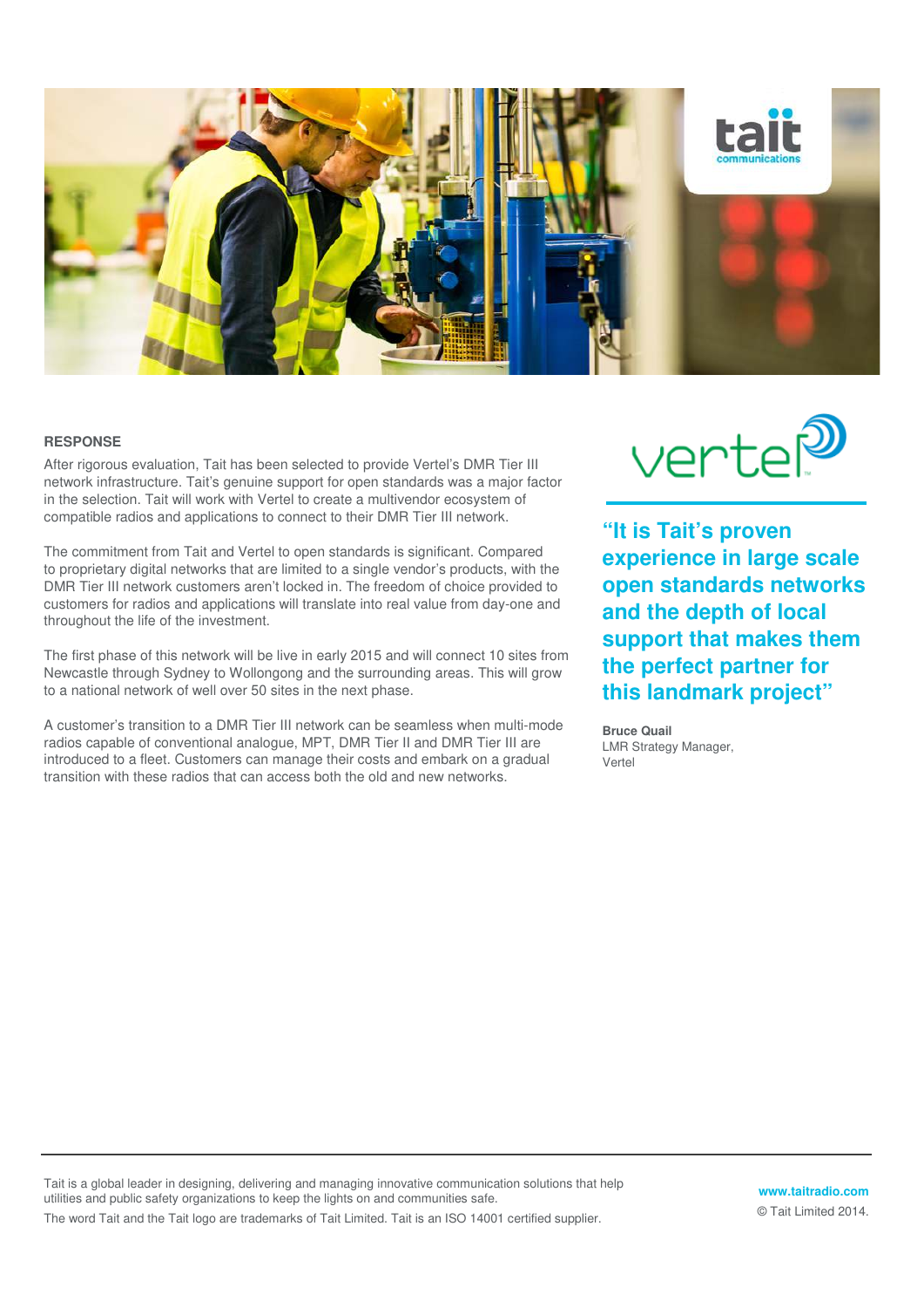## RESPONSE

After rigorous evaluation, Tait has been selected to provide Vertel's DMR Tier III network infrastructure. Tait's genuine support for open standards was a major factor in the selection. Tait will work with Vertel to create a multivendor ecosystem of compatible radios and applications to connect to their DMR Tier III network.

The commitment from Tait and Vertel to open standards is significant. Compared to proprietary digital networks that are limited to a single vendor's products, with the DMR Tier III network customers aren't locked in. The freedom of choice provided to customers for radios and applications will translate into real value from day-one and throughout the life of the investment.

The first phase of this network will be live in early 2015 and will connect 10 sites from Newcastle through Sydney to Wollongong and the surrounding areas. This will grow to a national network of well over 50 sites in the next phase.

A customer's transition to a DMR Tier III network can be seamless when multi-mode radios capable of conventional analogue, MPT, DMR Tier II and DMR Tier III are introduced to a fleet. Customers can manage their costs and embark on a gradual transition with these radios that can access both the old and new networks.

**"It is Tait's proven experience in large scale open standards networks and the depth of local support that makes them the perfect partner for this landmark project"**

**Bruce Quail**
LMR Strategy Manager,
Vertel

Tait is a global leader in designing, delivering and managing innovative communication solutions that help utilities and public safety organizations to keep the lights on and communities safe.

The word Tait and the Tait logo are trademarks of Tait Limited. Tait is an ISO 14001 certified supplier.

**www.taitradio.com**

© Tait Limited 2014.